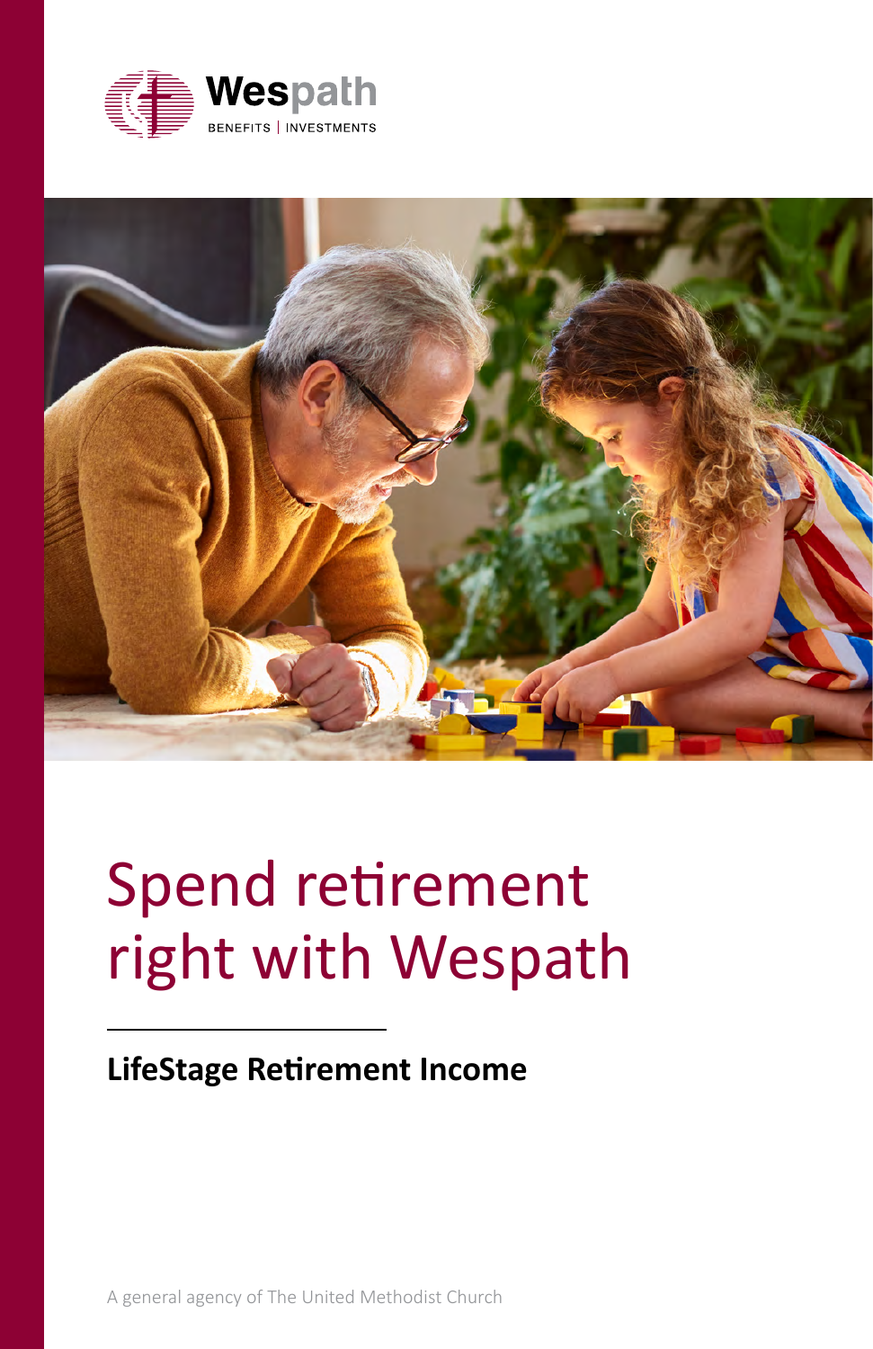Wespath

BENEFITS | INVESTMENTS

# Spend retirement right with Wespath

## LifeStage Retirement Income

A general agency of The United Methodist Church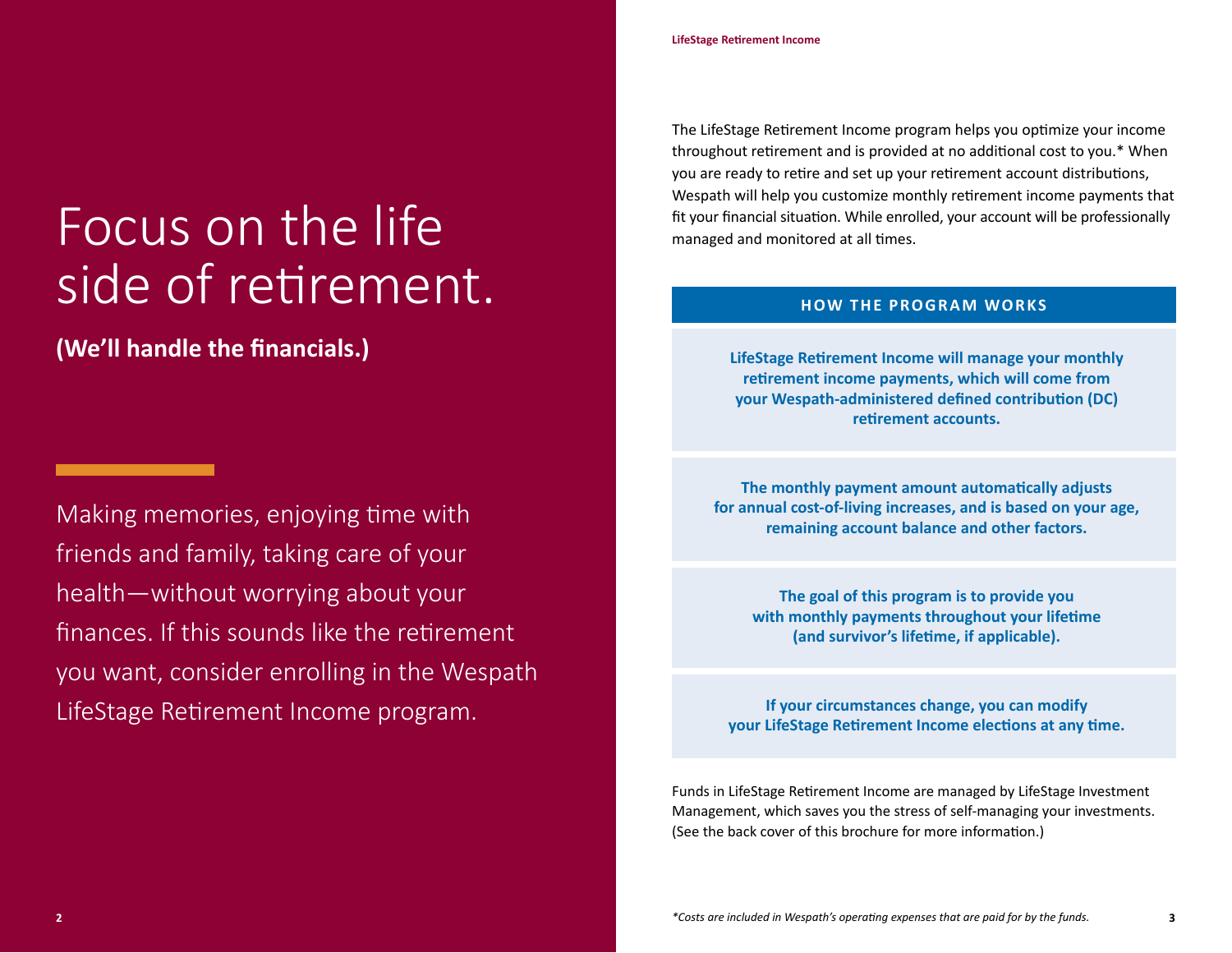# Focus on the life side of retirement.

**(We'll handle the financials.)**

Making memories, enjoying time with friends and family, taking care of your health—without worrying about your finances. If this sounds like the retirement you want, consider enrolling in the Wespath LifeStage Retirement Income program.

The LifeStage Retirement Income program helps you optimize your income throughout retirement and is provided at no additional cost to you.* When you are ready to retire and set up your retirement account distributions, Wespath will help you customize monthly retirement income payments that fit your financial situation. While enrolled, your account will be professionally managed and monitored at all times.

## HOW THE PROGRAM WORKS

**LifeStage Retirement Income will manage your monthly retirement income payments, which will come from your Wespath-administered defined contribution (DC) retirement accounts.**

**The monthly payment amount automatically adjusts for annual cost-of-living increases, and is based on your age, remaining account balance and other factors.**

**The goal of this program is to provide you with monthly payments throughout your lifetime (and survivor's lifetime, if applicable).**

**If your circumstances change, you can modify your LifeStage Retirement Income elections at any time.**

Funds in LifeStage Retirement Income are managed by LifeStage Investment Management, which saves you the stress of self-managing your investments. (See the back cover of this brochure for more information.)

*\*Costs are included in Wespath's operating expenses that are paid for by the funds.*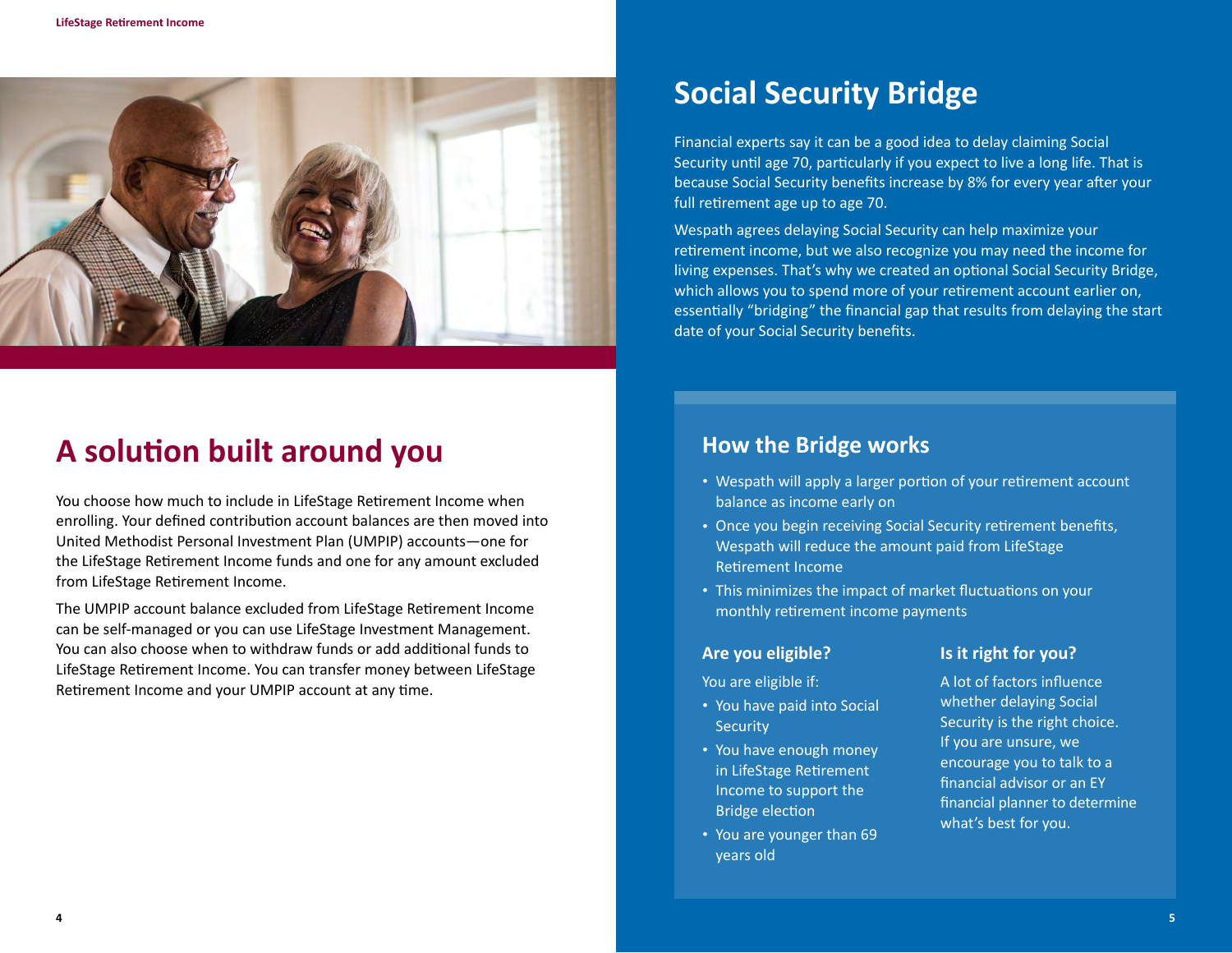# A solution built around you

You choose how much to include in LifeStage Retirement Income when enrolling. Your defined contribution account balances are then moved into United Methodist Personal Investment Plan (UMPIP) accounts—one for the LifeStage Retirement Income funds and one for any amount excluded from LifeStage Retirement Income.

The UMPIP account balance excluded from LifeStage Retirement Income can be self-managed or you can use LifeStage Investment Management. You can also choose when to withdraw funds or add additional funds to LifeStage Retirement Income. You can transfer money between LifeStage Retirement Income and your UMPIP account at any time.

# Social Security Bridge

Financial experts say it can be a good idea to delay claiming Social Security until age 70, particularly if you expect to live a long life. That is because Social Security benefits increase by 8% for every year after your full retirement age up to age 70.

Wespath agrees delaying Social Security can help maximize your retirement income, but we also recognize you may need the income for living expenses. That's why we created an optional Social Security Bridge, which allows you to spend more of your retirement account earlier on, essentially "bridging" the financial gap that results from delaying the start date of your Social Security benefits.

## How the Bridge works

- Wespath will apply a larger portion of your retirement account balance as income early on
- Once you begin receiving Social Security retirement benefits, Wespath will reduce the amount paid from LifeStage Retirement Income
- This minimizes the impact of market fluctuations on your monthly retirement income payments

### Are you eligible?

You are eligible if:

- You have paid into Social Security
- You have enough money in LifeStage Retirement Income to support the Bridge election
- You are younger than 69 years old

### Is it right for you?

A lot of factors influence whether delaying Social Security is the right choice. If you are unsure, we encourage you to talk to a financial advisor or an EY financial planner to determine what's best for you.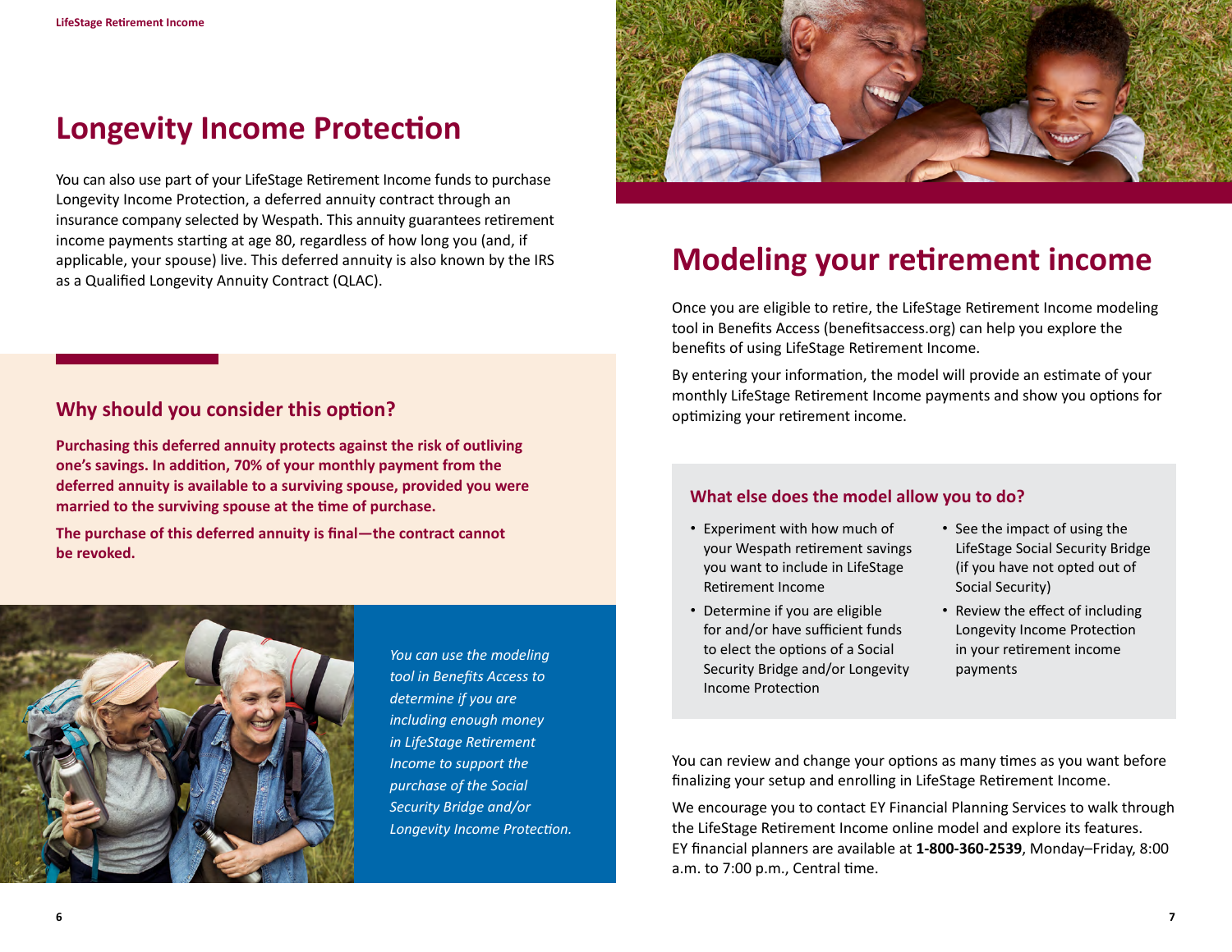## Longevity Income Protection

You can also use part of your LifeStage Retirement Income funds to purchase Longevity Income Protection, a deferred annuity contract through an insurance company selected by Wespath. This annuity guarantees retirement income payments starting at age 80, regardless of how long you (and, if applicable, your spouse) live. This deferred annuity is also known by the IRS as a Qualified Longevity Annuity Contract (QLAC).

### Why should you consider this option?

**Purchasing this deferred annuity protects against the risk of outliving one's savings. In addition, 70% of your monthly payment from the deferred annuity is available to a surviving spouse, provided you were married to the surviving spouse at the time of purchase.**

**The purchase of this deferred annuity is final—the contract cannot be revoked.**

*You can use the modeling tool in Benefits Access to determine if you are including enough money in LifeStage Retirement Income to support the purchase of the Social Security Bridge and/or Longevity Income Protection.*

## Modeling your retirement income

Once you are eligible to retire, the LifeStage Retirement Income modeling tool in Benefits Access (benefitsaccess.org) can help you explore the benefits of using LifeStage Retirement Income.

By entering your information, the model will provide an estimate of your monthly LifeStage Retirement Income payments and show you options for optimizing your retirement income.

### What else does the model allow you to do?

- Experiment with how much of your Wespath retirement savings you want to include in LifeStage Retirement Income
- Determine if you are eligible for and/or have sufficient funds to elect the options of a Social Security Bridge and/or Longevity Income Protection
- See the impact of using the LifeStage Social Security Bridge (if you have not opted out of Social Security)
- Review the effect of including Longevity Income Protection in your retirement income payments

You can review and change your options as many times as you want before finalizing your setup and enrolling in LifeStage Retirement Income.

We encourage you to contact EY Financial Planning Services to walk through the LifeStage Retirement Income online model and explore its features. EY financial planners are available at **1-800-360-2539**, Monday–Friday, 8:00 a.m. to 7:00 p.m., Central time.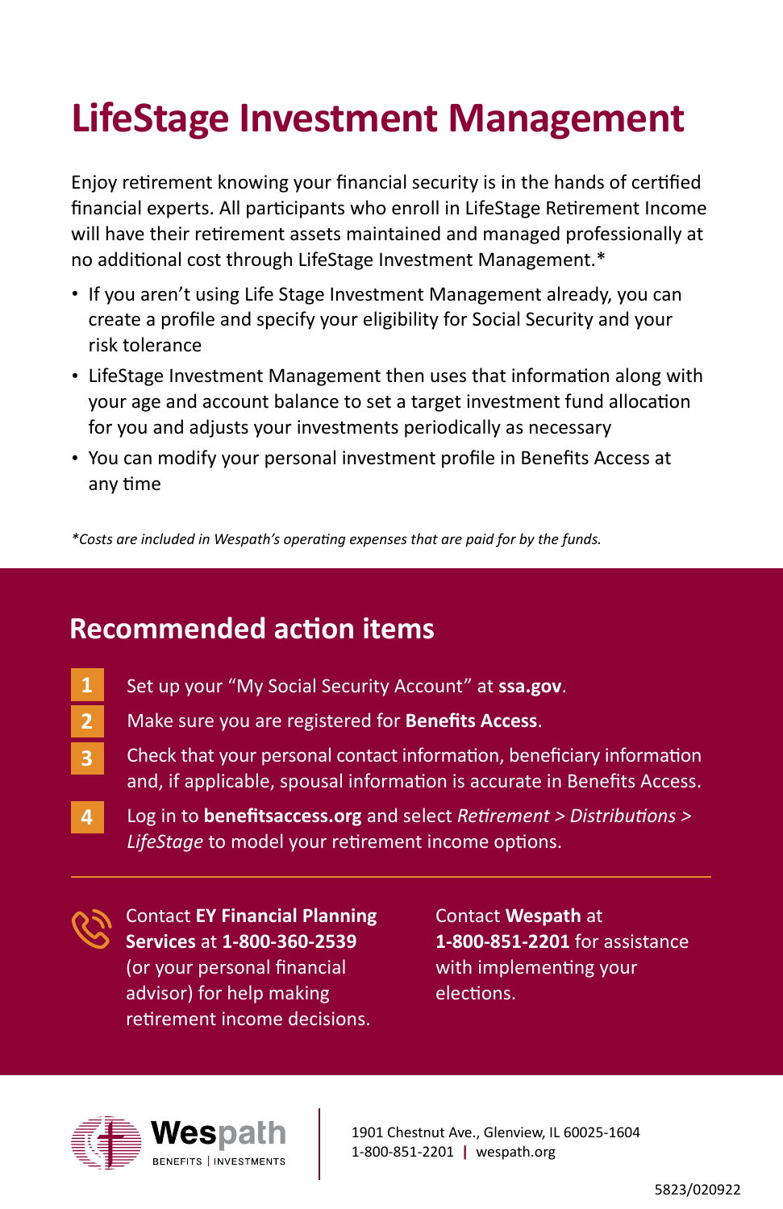# LifeStage Investment Management

Enjoy retirement knowing your financial security is in the hands of certified financial experts. All participants who enroll in LifeStage Retirement Income will have their retirement assets maintained and managed professionally at no additional cost through LifeStage Investment Management.*

- If you aren't using Life Stage Investment Management already, you can create a profile and specify your eligibility for Social Security and your risk tolerance
- LifeStage Investment Management then uses that information along with your age and account balance to set a target investment fund allocation for you and adjusts your investments periodically as necessary
- You can modify your personal investment profile in Benefits Access at any time

*\*Costs are included in Wespath's operating expenses that are paid for by the funds.*

## Recommended action items

1. Set up your "My Social Security Account" at **ssa.gov**.
2. Make sure you are registered for **Benefits Access**.
3. Check that your personal contact information, beneficiary information and, if applicable, spousal information is accurate in Benefits Access.
4. Log in to **benefitsaccess.org** and select *Retirement > Distributions > LifeStage* to model your retirement income options.

Contact **EY Financial Planning Services** at **1-800-360-2539** (or your personal financial advisor) for help making retirement income decisions.

Contact **Wespath** at **1-800-851-2201** for assistance with implementing your elections.

Wespath BENEFITS | INVESTMENTS

1901 Chestnut Ave., Glenview, IL 60025-1604
1-800-851-2201 | wespath.org

5823/020922